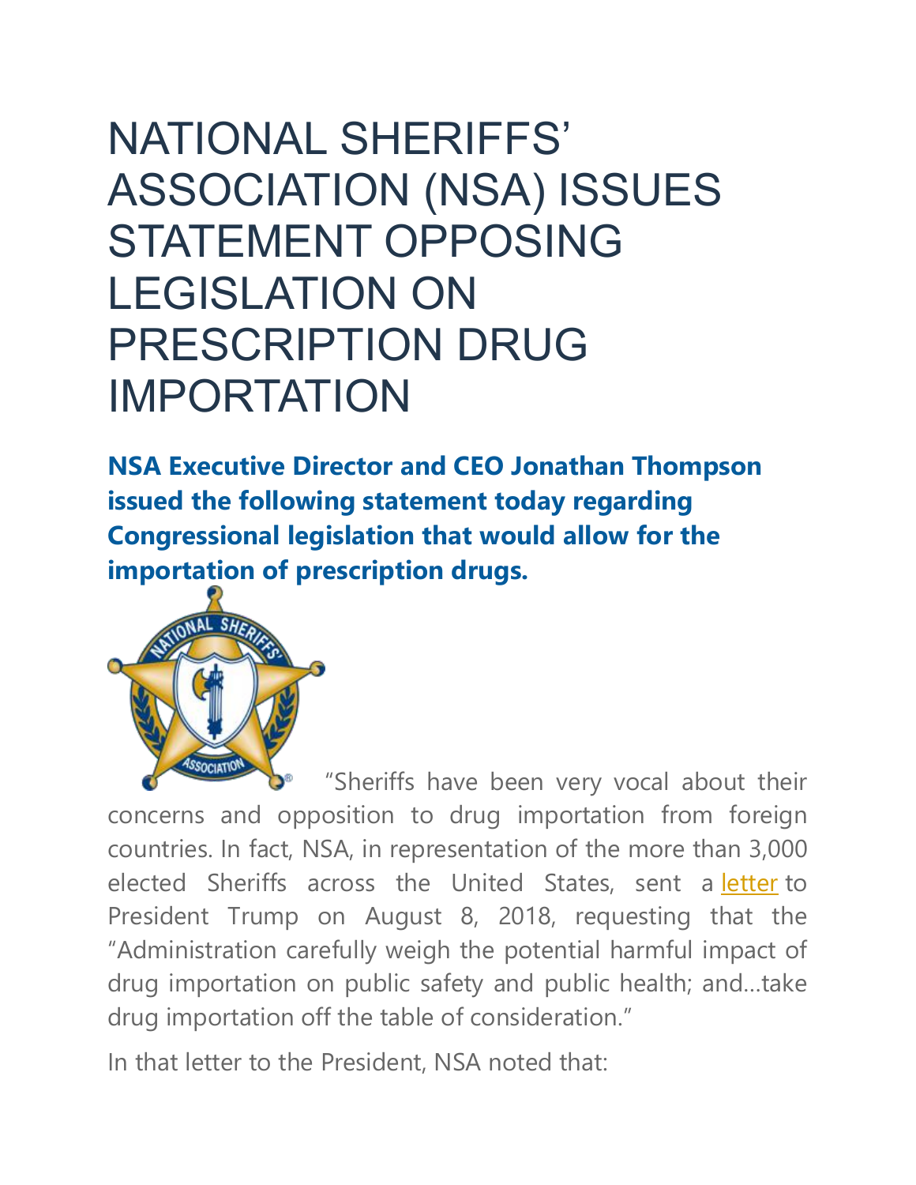# NATIONAL SHERIFFS' ASSOCIATION (NSA) ISSUES STATEMENT OPPOSING LEGISLATION ON PRESCRIPTION DRUG IMPORTATION

**NSA Executive Director and CEO Jonathan Thompson issued the following statement today regarding Congressional legislation that would allow for the importation of prescription drugs.**

"Sheriffs have been very vocal about their concerns and opposition to drug importation from foreign countries. In fact, NSA, in representation of the more than 3,000 elected Sheriffs across the United States, sent a letter to President Trump on August 8, 2018, requesting that the "Administration carefully weigh the potential harmful impact of drug importation on public safety and public health; and…take drug importation off the table of consideration."

In that letter to the President, NSA noted that: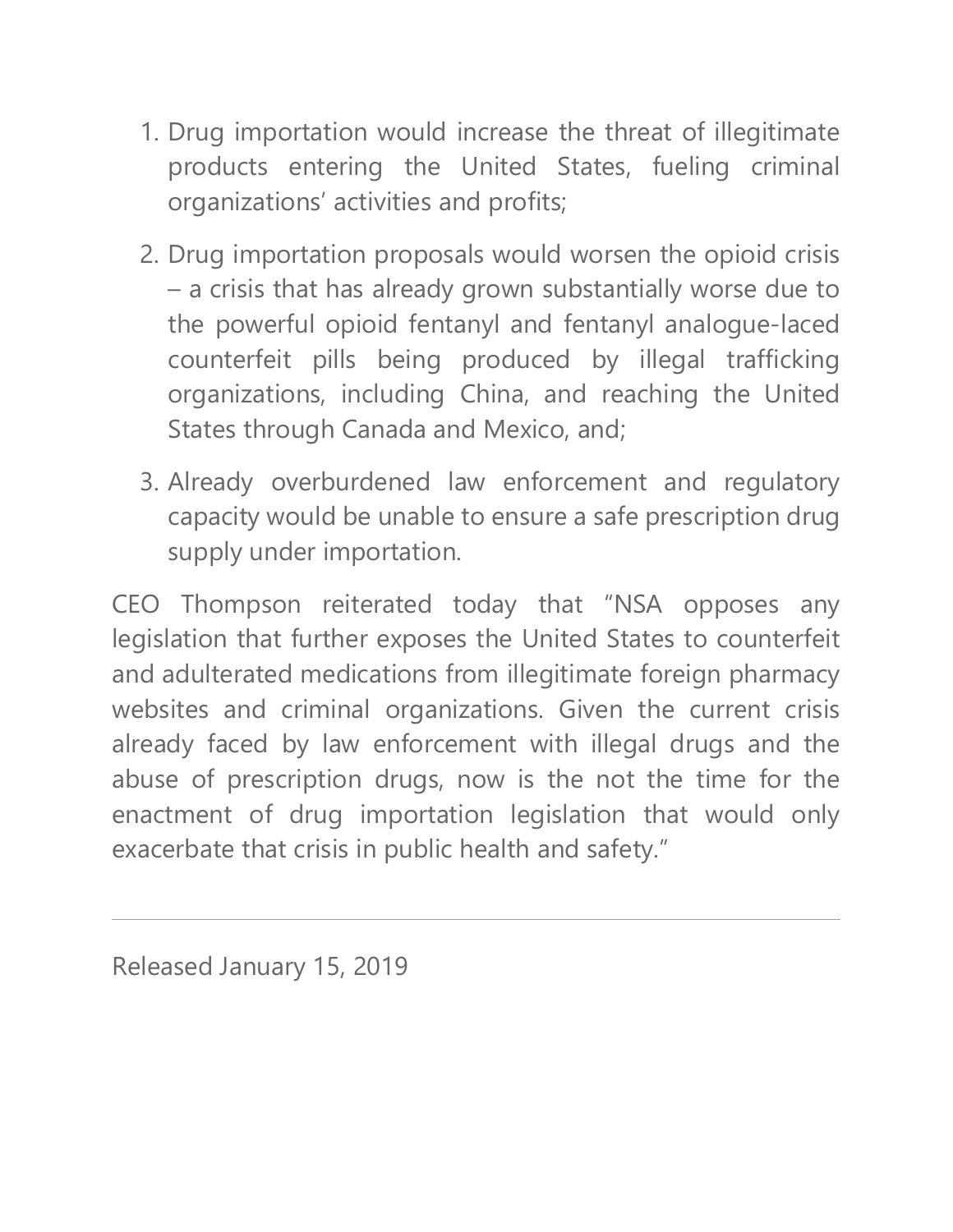1. Drug importation would increase the threat of illegitimate products entering the United States, fueling criminal organizations' activities and profits;
2. Drug importation proposals would worsen the opioid crisis – a crisis that has already grown substantially worse due to the powerful opioid fentanyl and fentanyl analogue-laced counterfeit pills being produced by illegal trafficking organizations, including China, and reaching the United States through Canada and Mexico, and;
3. Already overburdened law enforcement and regulatory capacity would be unable to ensure a safe prescription drug supply under importation.

CEO Thompson reiterated today that "NSA opposes any legislation that further exposes the United States to counterfeit and adulterated medications from illegitimate foreign pharmacy websites and criminal organizations. Given the current crisis already faced by law enforcement with illegal drugs and the abuse of prescription drugs, now is the not the time for the enactment of drug importation legislation that would only exacerbate that crisis in public health and safety."

---

Released January 15, 2019